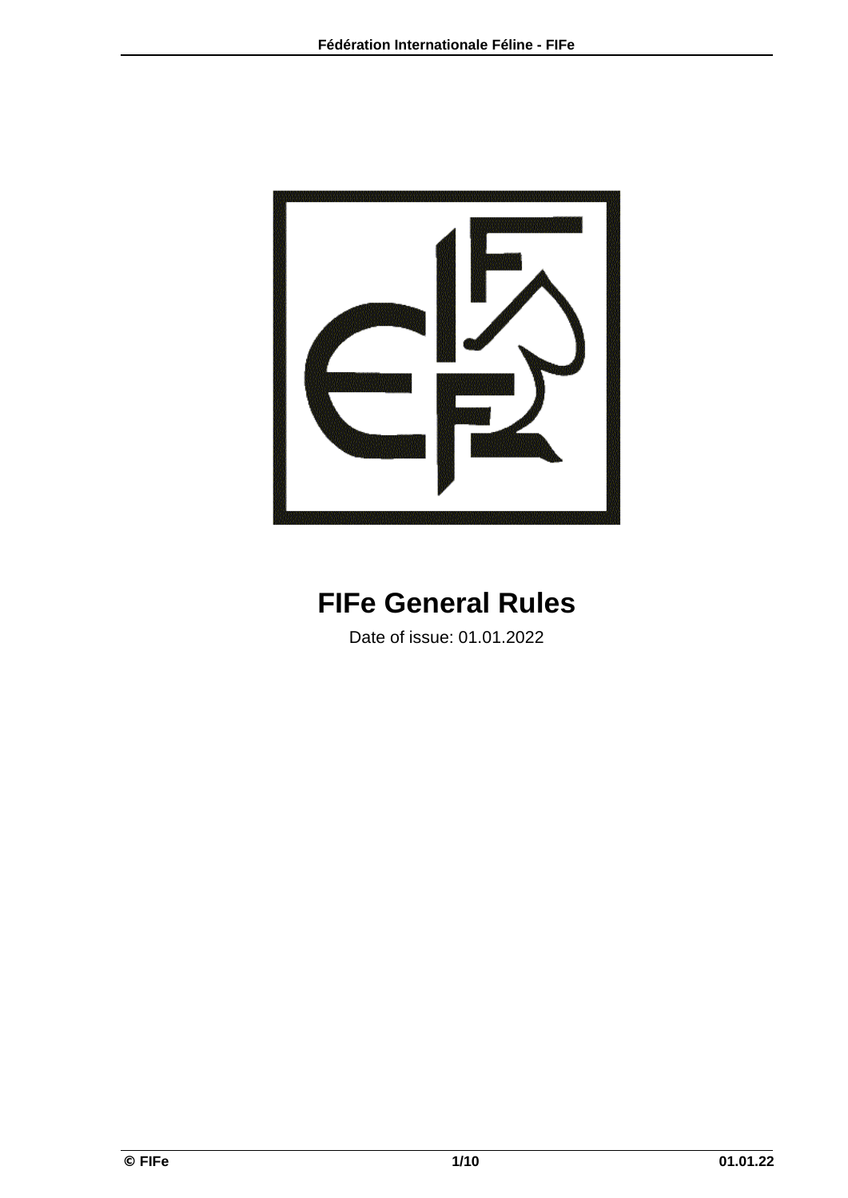# FIFe General Rules

Date of issue: 01.01.2022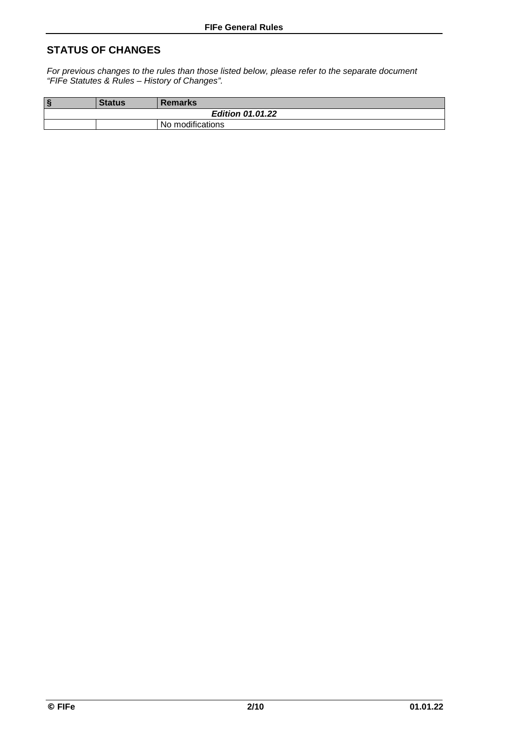## STATUS OF CHANGES

*For previous changes to the rules than those listed below, please refer to the separate document "FIFe Statutes & Rules – History of Changes".*

| § | Status | Remarks |
|---|---|---|
| | | ***Edition 01.01.22*** |
| | | No modifications |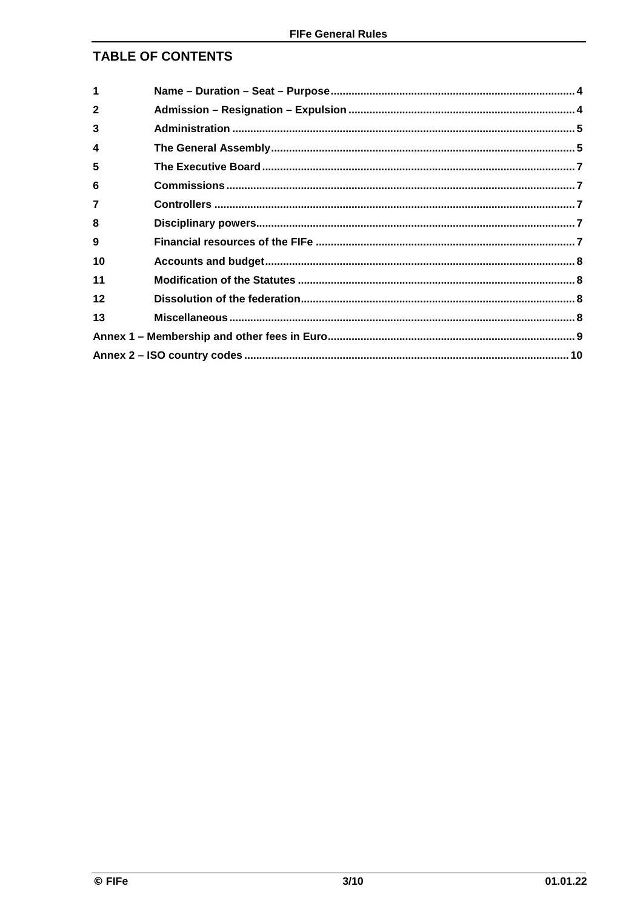## TABLE OF CONTENTS

| | | |
|---|---|---|
| **1** | **Name – Duration – Seat – Purpose** | **4** |
| **2** | **Admission – Resignation – Expulsion** | **4** |
| **3** | **Administration** | **5** |
| **4** | **The General Assembly** | **5** |
| **5** | **The Executive Board** | **7** |
| **6** | **Commissions** | **7** |
| **7** | **Controllers** | **7** |
| **8** | **Disciplinary powers** | **7** |
| **9** | **Financial resources of the FIFe** | **7** |
| **10** | **Accounts and budget** | **8** |
| **11** | **Modification of the Statutes** | **8** |
| **12** | **Dissolution of the federation** | **8** |
| **13** | **Miscellaneous** | **8** |
| **Annex 1 – Membership and other fees in Euro** | | **9** |
| **Annex 2 – ISO country codes** | | **10** |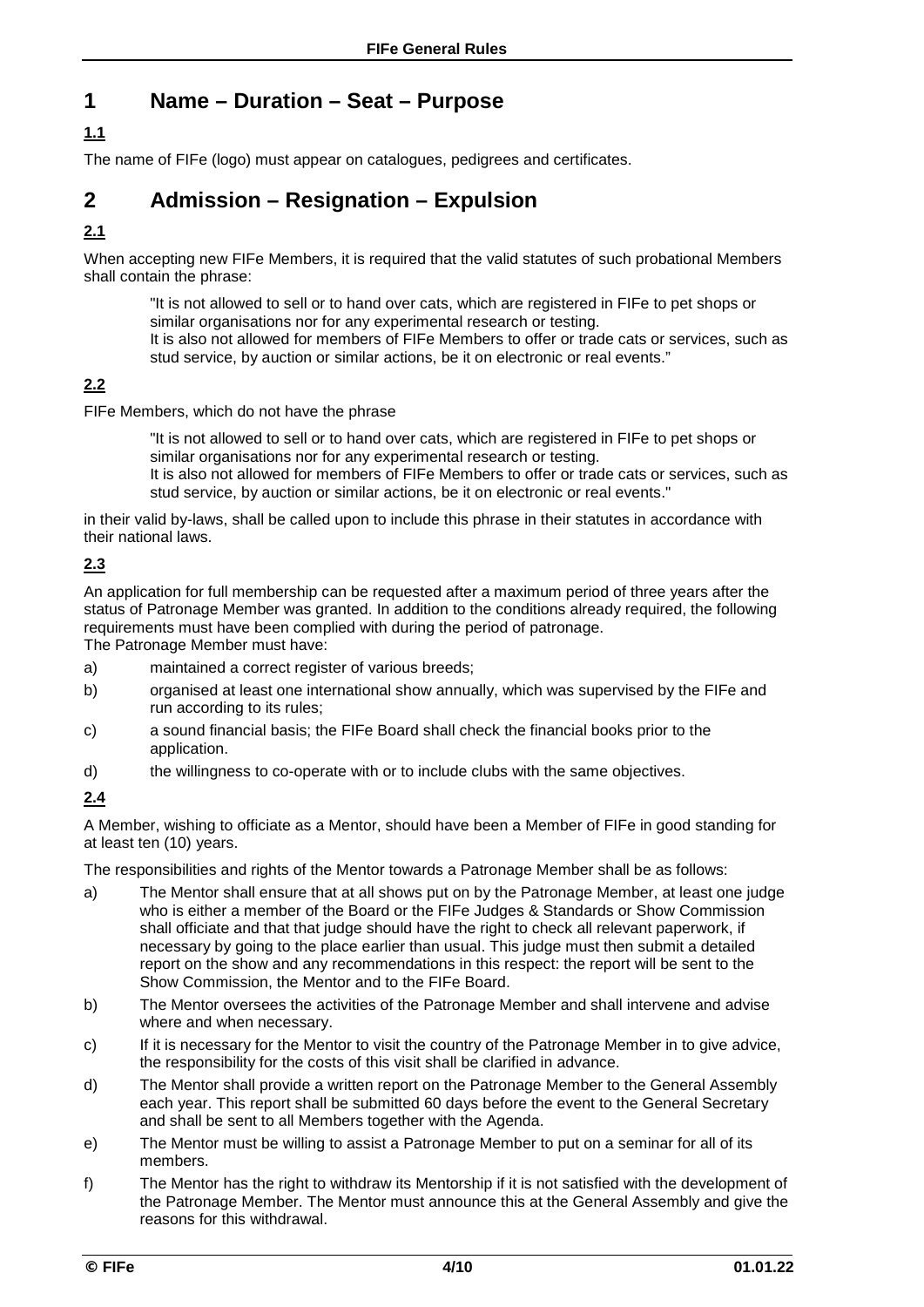# 1 Name – Duration – Seat – Purpose

## 1.1

The name of FIFe (logo) must appear on catalogues, pedigrees and certificates.

# 2 Admission – Resignation – Expulsion

## 2.1

When accepting new FIFe Members, it is required that the valid statutes of such probational Members shall contain the phrase:

> "It is not allowed to sell or to hand over cats, which are registered in FIFe to pet shops or similar organisations nor for any experimental research or testing.
> It is also not allowed for members of FIFe Members to offer or trade cats or services, such as stud service, by auction or similar actions, be it on electronic or real events."

## 2.2

FIFe Members, which do not have the phrase

> "It is not allowed to sell or to hand over cats, which are registered in FIFe to pet shops or similar organisations nor for any experimental research or testing.
> It is also not allowed for members of FIFe Members to offer or trade cats or services, such as stud service, by auction or similar actions, be it on electronic or real events."

in their valid by-laws, shall be called upon to include this phrase in their statutes in accordance with their national laws.

## 2.3

An application for full membership can be requested after a maximum period of three years after the status of Patronage Member was granted. In addition to the conditions already required, the following requirements must have been complied with during the period of patronage.
The Patronage Member must have:

a) maintained a correct register of various breeds;

b) organised at least one international show annually, which was supervised by the FIFe and run according to its rules;

c) a sound financial basis; the FIFe Board shall check the financial books prior to the application.

d) the willingness to co-operate with or to include clubs with the same objectives.

## 2.4

A Member, wishing to officiate as a Mentor, should have been a Member of FIFe in good standing for at least ten (10) years.

The responsibilities and rights of the Mentor towards a Patronage Member shall be as follows:

a) The Mentor shall ensure that at all shows put on by the Patronage Member, at least one judge who is either a member of the Board or the FIFe Judges & Standards or Show Commission shall officiate and that that judge should have the right to check all relevant paperwork, if necessary by going to the place earlier than usual. This judge must then submit a detailed report on the show and any recommendations in this respect: the report will be sent to the Show Commission, the Mentor and to the FIFe Board.

b) The Mentor oversees the activities of the Patronage Member and shall intervene and advise where and when necessary.

c) If it is necessary for the Mentor to visit the country of the Patronage Member in to give advice, the responsibility for the costs of this visit shall be clarified in advance.

d) The Mentor shall provide a written report on the Patronage Member to the General Assembly each year. This report shall be submitted 60 days before the event to the General Secretary and shall be sent to all Members together with the Agenda.

e) The Mentor must be willing to assist a Patronage Member to put on a seminar for all of its members.

f) The Mentor has the right to withdraw its Mentorship if it is not satisfied with the development of the Patronage Member. The Mentor must announce this at the General Assembly and give the reasons for this withdrawal.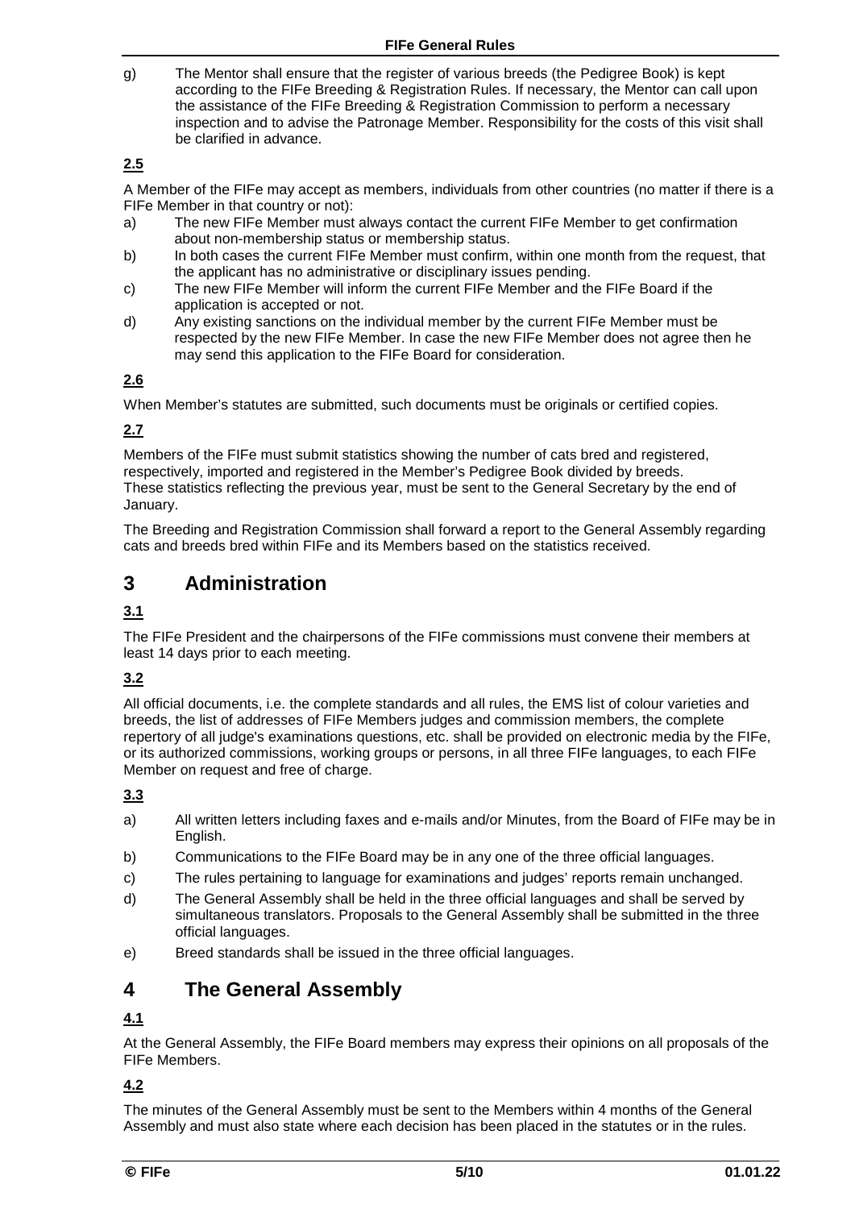g) The Mentor shall ensure that the register of various breeds (the Pedigree Book) is kept according to the FIFe Breeding & Registration Rules. If necessary, the Mentor can call upon the assistance of the FIFe Breeding & Registration Commission to perform a necessary inspection and to advise the Patronage Member. Responsibility for the costs of this visit shall be clarified in advance.

### 2.5

A Member of the FIFe may accept as members, individuals from other countries (no matter if there is a FIFe Member in that country or not):

a) The new FIFe Member must always contact the current FIFe Member to get confirmation about non-membership status or membership status.
b) In both cases the current FIFe Member must confirm, within one month from the request, that the applicant has no administrative or disciplinary issues pending.
c) The new FIFe Member will inform the current FIFe Member and the FIFe Board if the application is accepted or not.
d) Any existing sanctions on the individual member by the current FIFe Member must be respected by the new FIFe Member. In case the new FIFe Member does not agree then he may send this application to the FIFe Board for consideration.

### 2.6

When Member's statutes are submitted, such documents must be originals or certified copies.

### 2.7

Members of the FIFe must submit statistics showing the number of cats bred and registered, respectively, imported and registered in the Member's Pedigree Book divided by breeds.
These statistics reflecting the previous year, must be sent to the General Secretary by the end of January.

The Breeding and Registration Commission shall forward a report to the General Assembly regarding cats and breeds bred within FIFe and its Members based on the statistics received.

# 3 Administration

### 3.1

The FIFe President and the chairpersons of the FIFe commissions must convene their members at least 14 days prior to each meeting.

### 3.2

All official documents, i.e. the complete standards and all rules, the EMS list of colour varieties and breeds, the list of addresses of FIFe Members judges and commission members, the complete repertory of all judge's examinations questions, etc. shall be provided on electronic media by the FIFe, or its authorized commissions, working groups or persons, in all three FIFe languages, to each FIFe Member on request and free of charge.

### 3.3

a) All written letters including faxes and e-mails and/or Minutes, from the Board of FIFe may be in English.
b) Communications to the FIFe Board may be in any one of the three official languages.
c) The rules pertaining to language for examinations and judges' reports remain unchanged.
d) The General Assembly shall be held in the three official languages and shall be served by simultaneous translators. Proposals to the General Assembly shall be submitted in the three official languages.
e) Breed standards shall be issued in the three official languages.

# 4 The General Assembly

### 4.1

At the General Assembly, the FIFe Board members may express their opinions on all proposals of the FIFe Members.

### 4.2

The minutes of the General Assembly must be sent to the Members within 4 months of the General Assembly and must also state where each decision has been placed in the statutes or in the rules.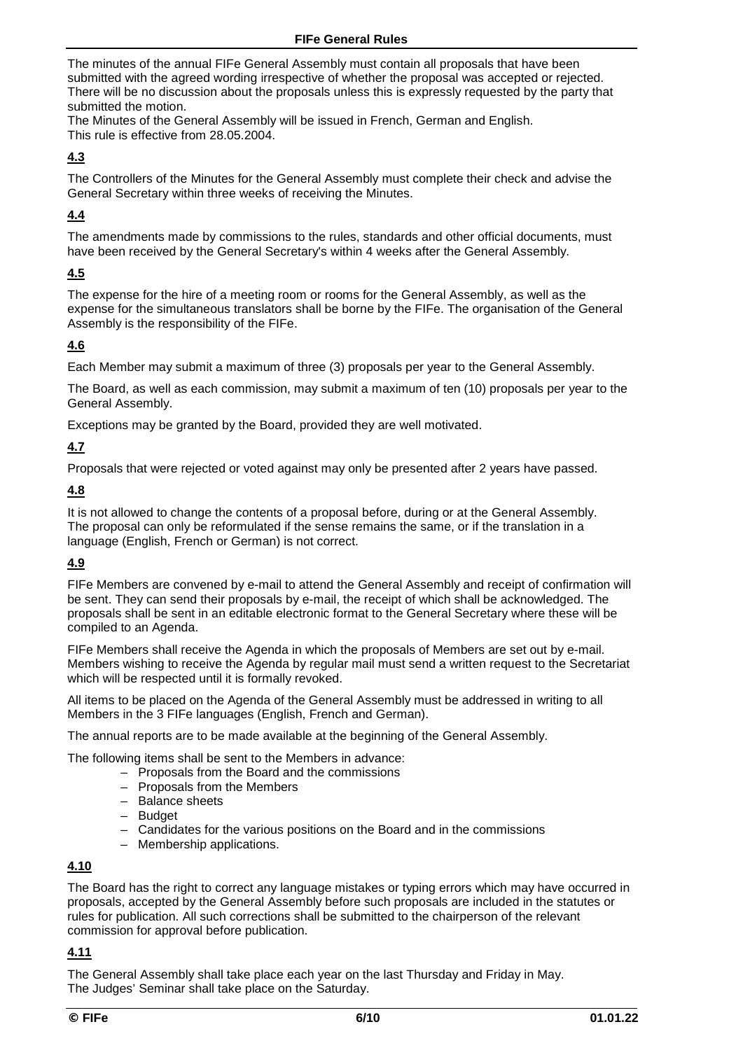The minutes of the annual FIFe General Assembly must contain all proposals that have been submitted with the agreed wording irrespective of whether the proposal was accepted or rejected. There will be no discussion about the proposals unless this is expressly requested by the party that submitted the motion.
The Minutes of the General Assembly will be issued in French, German and English.
This rule is effective from 28.05.2004.

### 4.3

The Controllers of the Minutes for the General Assembly must complete their check and advise the General Secretary within three weeks of receiving the Minutes.

### 4.4

The amendments made by commissions to the rules, standards and other official documents, must have been received by the General Secretary's within 4 weeks after the General Assembly.

### 4.5

The expense for the hire of a meeting room or rooms for the General Assembly, as well as the expense for the simultaneous translators shall be borne by the FIFe. The organisation of the General Assembly is the responsibility of the FIFe.

### 4.6

Each Member may submit a maximum of three (3) proposals per year to the General Assembly.

The Board, as well as each commission, may submit a maximum of ten (10) proposals per year to the General Assembly.

Exceptions may be granted by the Board, provided they are well motivated.

### 4.7

Proposals that were rejected or voted against may only be presented after 2 years have passed.

### 4.8

It is not allowed to change the contents of a proposal before, during or at the General Assembly. The proposal can only be reformulated if the sense remains the same, or if the translation in a language (English, French or German) is not correct.

### 4.9

FIFe Members are convened by e-mail to attend the General Assembly and receipt of confirmation will be sent. They can send their proposals by e-mail, the receipt of which shall be acknowledged. The proposals shall be sent in an editable electronic format to the General Secretary where these will be compiled to an Agenda.

FIFe Members shall receive the Agenda in which the proposals of Members are set out by e-mail. Members wishing to receive the Agenda by regular mail must send a written request to the Secretariat which will be respected until it is formally revoked.

All items to be placed on the Agenda of the General Assembly must be addressed in writing to all Members in the 3 FIFe languages (English, French and German).

The annual reports are to be made available at the beginning of the General Assembly.

The following items shall be sent to the Members in advance:

- Proposals from the Board and the commissions
- Proposals from the Members
- Balance sheets
- Budget
- Candidates for the various positions on the Board and in the commissions
- Membership applications.

### 4.10

The Board has the right to correct any language mistakes or typing errors which may have occurred in proposals, accepted by the General Assembly before such proposals are included in the statutes or rules for publication. All such corrections shall be submitted to the chairperson of the relevant commission for approval before publication.

### 4.11

The General Assembly shall take place each year on the last Thursday and Friday in May.
The Judges' Seminar shall take place on the Saturday.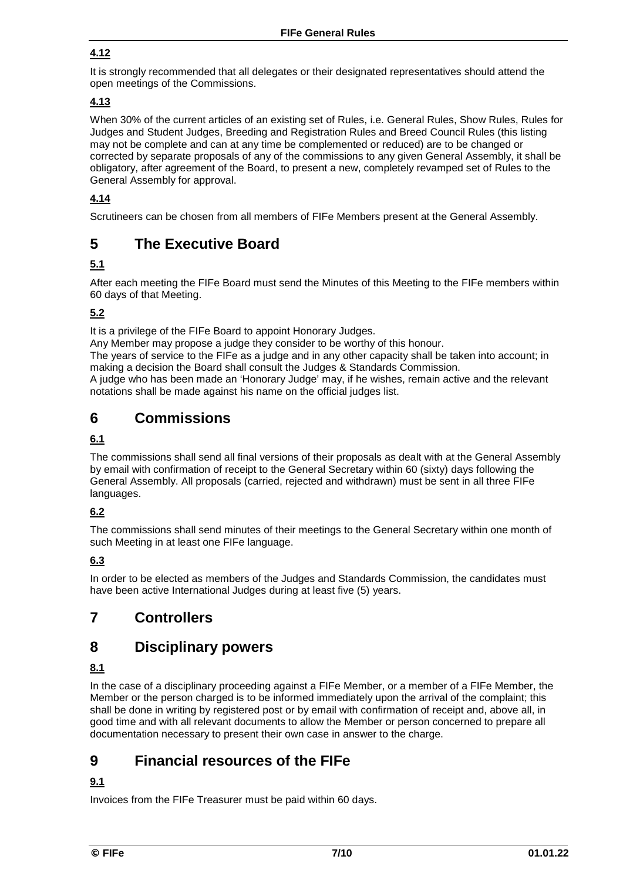#### **4.12**

It is strongly recommended that all delegates or their designated representatives should attend the open meetings of the Commissions.

#### **4.13**

When 30% of the current articles of an existing set of Rules, i.e. General Rules, Show Rules, Rules for Judges and Student Judges, Breeding and Registration Rules and Breed Council Rules (this listing may not be complete and can at any time be complemented or reduced) are to be changed or corrected by separate proposals of any of the commissions to any given General Assembly, it shall be obligatory, after agreement of the Board, to present a new, completely revamped set of Rules to the General Assembly for approval.

#### **4.14**

Scrutineers can be chosen from all members of FIFe Members present at the General Assembly.

# 5 The Executive Board

#### **5.1**

After each meeting the FIFe Board must send the Minutes of this Meeting to the FIFe members within 60 days of that Meeting.

#### **5.2**

It is a privilege of the FIFe Board to appoint Honorary Judges.
Any Member may propose a judge they consider to be worthy of this honour.
The years of service to the FIFe as a judge and in any other capacity shall be taken into account; in making a decision the Board shall consult the Judges & Standards Commission.
A judge who has been made an 'Honorary Judge' may, if he wishes, remain active and the relevant notations shall be made against his name on the official judges list.

# 6 Commissions

#### **6.1**

The commissions shall send all final versions of their proposals as dealt with at the General Assembly by email with confirmation of receipt to the General Secretary within 60 (sixty) days following the General Assembly. All proposals (carried, rejected and withdrawn) must be sent in all three FIFe languages.

#### **6.2**

The commissions shall send minutes of their meetings to the General Secretary within one month of such Meeting in at least one FIFe language.

#### **6.3**

In order to be elected as members of the Judges and Standards Commission, the candidates must have been active International Judges during at least five (5) years.

# 7 Controllers

# 8 Disciplinary powers

#### **8.1**

In the case of a disciplinary proceeding against a FIFe Member, or a member of a FIFe Member, the Member or the person charged is to be informed immediately upon the arrival of the complaint; this shall be done in writing by registered post or by email with confirmation of receipt and, above all, in good time and with all relevant documents to allow the Member or person concerned to prepare all documentation necessary to present their own case in answer to the charge.

# 9 Financial resources of the FIFe

#### **9.1**

Invoices from the FIFe Treasurer must be paid within 60 days.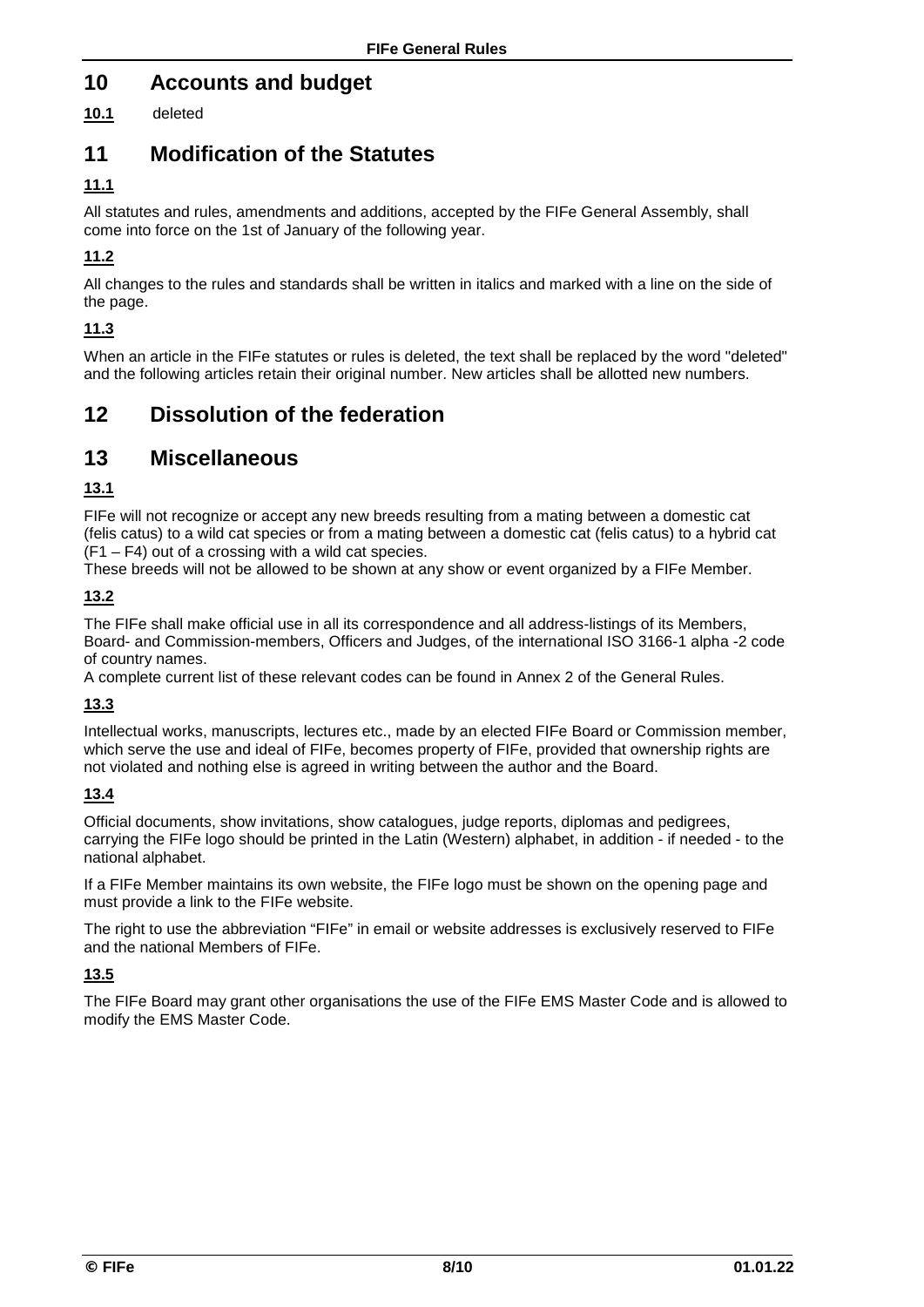# 10 Accounts and budget

**10.1** deleted

# 11 Modification of the Statutes

### 11.1

All statutes and rules, amendments and additions, accepted by the FIFe General Assembly, shall come into force on the 1st of January of the following year.

### 11.2

All changes to the rules and standards shall be written in italics and marked with a line on the side of the page.

### 11.3

When an article in the FIFe statutes or rules is deleted, the text shall be replaced by the word "deleted" and the following articles retain their original number. New articles shall be allotted new numbers.

# 12 Dissolution of the federation

# 13 Miscellaneous

### 13.1

FIFe will not recognize or accept any new breeds resulting from a mating between a domestic cat (felis catus) to a wild cat species or from a mating between a domestic cat (felis catus) to a hybrid cat (F1 – F4) out of a crossing with a wild cat species.
These breeds will not be allowed to be shown at any show or event organized by a FIFe Member.

### 13.2

The FIFe shall make official use in all its correspondence and all address-listings of its Members, Board- and Commission-members, Officers and Judges, of the international ISO 3166-1 alpha -2 code of country names.
A complete current list of these relevant codes can be found in Annex 2 of the General Rules.

### 13.3

Intellectual works, manuscripts, lectures etc., made by an elected FIFe Board or Commission member, which serve the use and ideal of FIFe, becomes property of FIFe, provided that ownership rights are not violated and nothing else is agreed in writing between the author and the Board.

### 13.4

Official documents, show invitations, show catalogues, judge reports, diplomas and pedigrees, carrying the FIFe logo should be printed in the Latin (Western) alphabet, in addition - if needed - to the national alphabet.

If a FIFe Member maintains its own website, the FIFe logo must be shown on the opening page and must provide a link to the FIFe website.

The right to use the abbreviation "FIFe" in email or website addresses is exclusively reserved to FIFe and the national Members of FIFe.

### 13.5

The FIFe Board may grant other organisations the use of the FIFe EMS Master Code and is allowed to modify the EMS Master Code.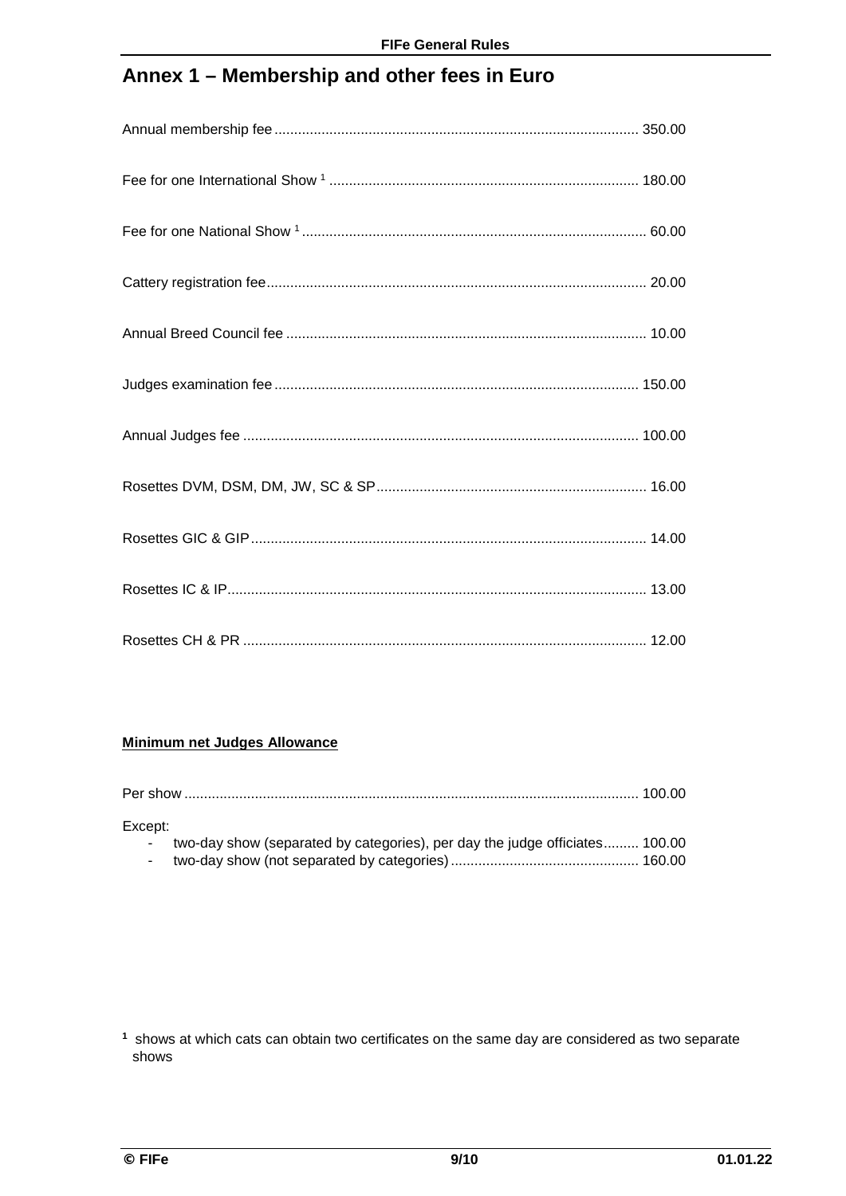# Annex 1 – Membership and other fees in Euro

Annual membership fee ............................................................................................ 350.00

Fee for one International Show [1] .............................................................................. 180.00

Fee for one National Show [1] ....................................................................................... 60.00

Cattery registration fee................................................................................................ 20.00

Annual Breed Council fee ........................................................................................... 10.00

Judges examination fee ............................................................................................ 150.00

Annual Judges fee .................................................................................................... 100.00

Rosettes DVM, DSM, DM, JW, SC & SP..................................................................... 16.00

Rosettes GIC & GIP.................................................................................................... 14.00

Rosettes IC & IP.......................................................................................................... 13.00

Rosettes CH & PR ...................................................................................................... 12.00

**Minimum net Judges Allowance**

Per show .................................................................................................................. 100.00

Except:

- two-day show (separated by categories), per day the judge officiates......... 100.00
- two-day show (not separated by categories)............................................... 160.00

[1] shows at which cats can obtain two certificates on the same day are considered as two separate shows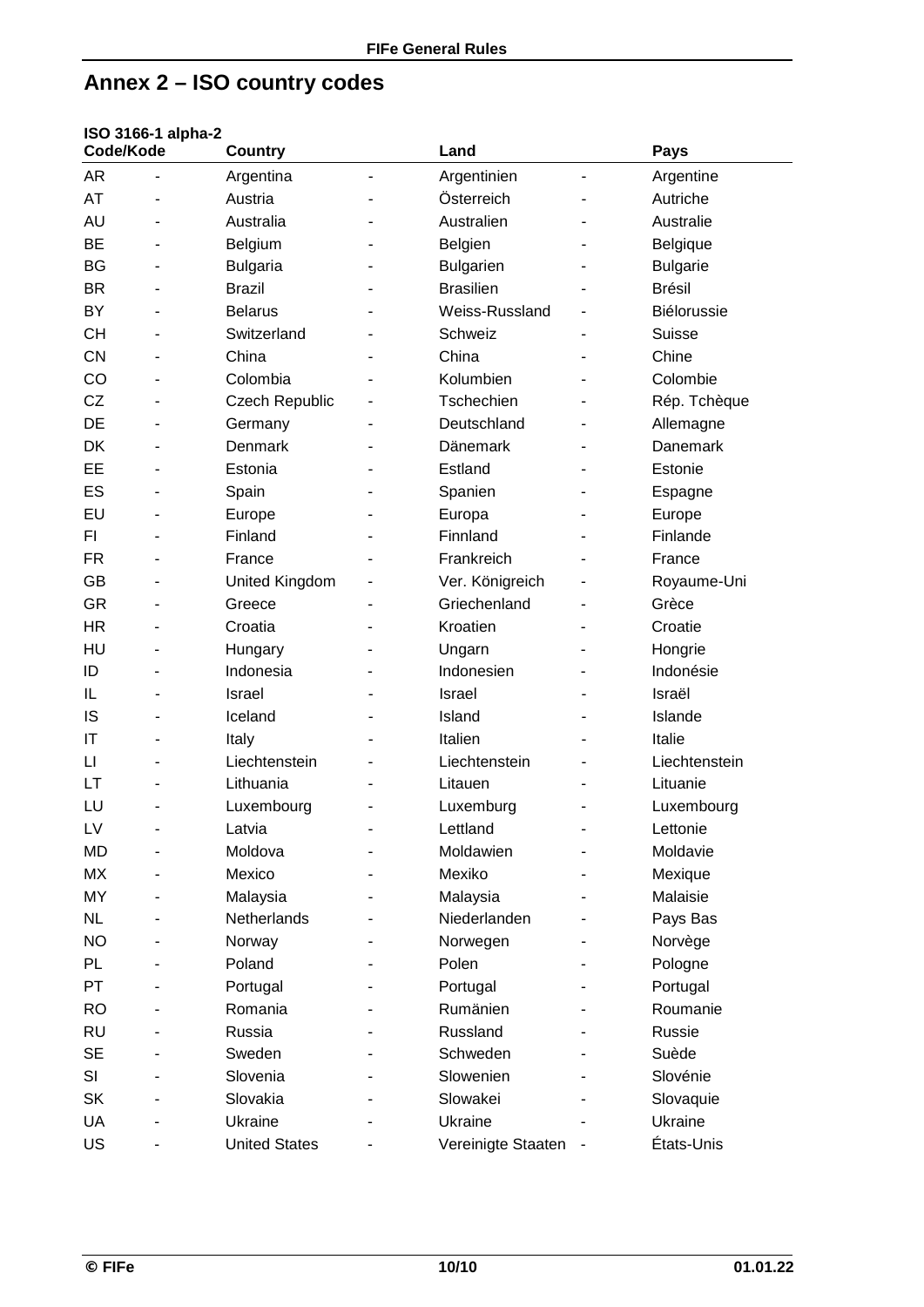## Annex 2 – ISO country codes

| ISO 3166-1 alpha-2 Code/Kode | | Country | | Land | | Pays |
|---|---|---|---|---|---|---|
| AR | - | Argentina | - | Argentinien | - | Argentine |
| AT | - | Austria | - | Österreich | - | Autriche |
| AU | - | Australia | - | Australien | - | Australie |
| BE | - | Belgium | - | Belgien | - | Belgique |
| BG | - | Bulgaria | - | Bulgarien | - | Bulgarie |
| BR | - | Brazil | - | Brasilien | - | Brésil |
| BY | - | Belarus | - | Weiss-Russland | - | Biélorussie |
| CH | - | Switzerland | - | Schweiz | - | Suisse |
| CN | - | China | - | China | - | Chine |
| CO | - | Colombia | - | Kolumbien | - | Colombie |
| CZ | - | Czech Republic | - | Tschechien | - | Rép. Tchèque |
| DE | - | Germany | - | Deutschland | - | Allemagne |
| DK | - | Denmark | - | Dänemark | - | Danemark |
| EE | - | Estonia | - | Estland | - | Estonie |
| ES | - | Spain | - | Spanien | - | Espagne |
| EU | - | Europe | - | Europa | - | Europe |
| FI | - | Finland | - | Finnland | - | Finlande |
| FR | - | France | - | Frankreich | - | France |
| GB | - | United Kingdom | - | Ver. Königreich | - | Royaume-Uni |
| GR | - | Greece | - | Griechenland | - | Grèce |
| HR | - | Croatia | - | Kroatien | - | Croatie |
| HU | - | Hungary | - | Ungarn | - | Hongrie |
| ID | - | Indonesia | - | Indonesien | - | Indonésie |
| IL | - | Israel | - | Israel | - | Israël |
| IS | - | Iceland | - | Island | - | Islande |
| IT | - | Italy | - | Italien | - | Italie |
| LI | - | Liechtenstein | - | Liechtenstein | - | Liechtenstein |
| LT | - | Lithuania | - | Litauen | - | Lituanie |
| LU | - | Luxembourg | - | Luxemburg | - | Luxembourg |
| LV | - | Latvia | - | Lettland | - | Lettonie |
| MD | - | Moldova | - | Moldawien | - | Moldavie |
| MX | - | Mexico | - | Mexiko | - | Mexique |
| MY | - | Malaysia | - | Malaysia | - | Malaisie |
| NL | - | Netherlands | - | Niederlanden | - | Pays Bas |
| NO | - | Norway | - | Norwegen | - | Norvège |
| PL | - | Poland | - | Polen | - | Pologne |
| PT | - | Portugal | - | Portugal | - | Portugal |
| RO | - | Romania | - | Rumänien | - | Roumanie |
| RU | - | Russia | - | Russland | - | Russie |
| SE | - | Sweden | - | Schweden | - | Suède |
| SI | - | Slovenia | - | Slowenien | - | Slovénie |
| SK | - | Slovakia | - | Slowakei | - | Slovaquie |
| UA | - | Ukraine | - | Ukraine | - | Ukraine |
| US | - | United States | - | Vereinigte Staaten | - | États-Unis |